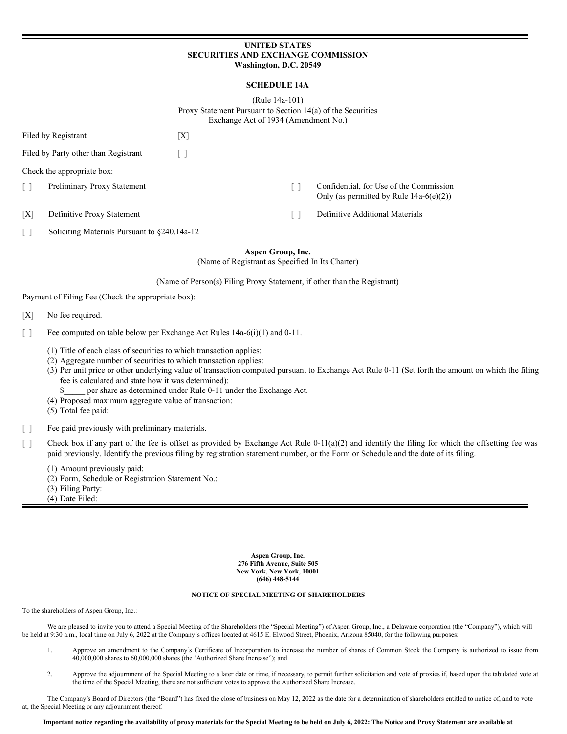**UNITED STATES**
**SECURITIES AND EXCHANGE COMMISSION**
**Washington, D.C. 20549**

**SCHEDULE 14A**

(Rule 14a-101)
Proxy Statement Pursuant to Section 14(a) of the Securities
Exchange Act of 1934 (Amendment No.)

Filed by Registrant [X]

Filed by Party other than Registrant [ ]

Check the appropriate box:

[ ] Preliminary Proxy Statement

[ ] Confidential, for Use of the Commission Only (as permitted by Rule 14a-6(e)(2))

[X] Definitive Proxy Statement

[ ] Definitive Additional Materials

[ ] Soliciting Materials Pursuant to §240.14a-12

**Aspen Group, Inc.**
(Name of Registrant as Specified In Its Charter)

(Name of Person(s) Filing Proxy Statement, if other than the Registrant)

Payment of Filing Fee (Check the appropriate box):

[X] No fee required.

[ ] Fee computed on table below per Exchange Act Rules 14a-6(i)(1) and 0-11.

(1) Title of each class of securities to which transaction applies:
(2) Aggregate number of securities to which transaction applies:
(3) Per unit price or other underlying value of transaction computed pursuant to Exchange Act Rule 0-11 (Set forth the amount on which the filing fee is calculated and state how it was determined):
$_____ per share as determined under Rule 0-11 under the Exchange Act.
(4) Proposed maximum aggregate value of transaction:
(5) Total fee paid:

[ ] Fee paid previously with preliminary materials.

[ ] Check box if any part of the fee is offset as provided by Exchange Act Rule 0-11(a)(2) and identify the filing for which the offsetting fee was paid previously. Identify the previous filing by registration statement number, or the Form or Schedule and the date of its filing.

(1) Amount previously paid:
(2) Form, Schedule or Registration Statement No.:
(3) Filing Party:
(4) Date Filed:

---

**Aspen Group, Inc.**
**276 Fifth Avenue, Suite 505**
**New York, New York, 10001**
**(646) 448-5144**

**NOTICE OF SPECIAL MEETING OF SHAREHOLDERS**

To the shareholders of Aspen Group, Inc.:

We are pleased to invite you to attend a Special Meeting of the Shareholders (the "Special Meeting") of Aspen Group, Inc., a Delaware corporation (the "Company"), which will be held at 9:30 a.m., local time on July 6, 2022 at the Company's offices located at 4615 E. Elwood Street, Phoenix, Arizona 85040, for the following purposes:

1. Approve an amendment to the Company's Certificate of Incorporation to increase the number of shares of Common Stock the Company is authorized to issue from 40,000,000 shares to 60,000,000 shares (the 'Authorized Share Increase"); and

2. Approve the adjournment of the Special Meeting to a later date or time, if necessary, to permit further solicitation and vote of proxies if, based upon the tabulated vote at the time of the Special Meeting, there are not sufficient votes to approve the Authorized Share Increase.

The Company's Board of Directors (the "Board") has fixed the close of business on May 12, 2022 as the date for a determination of shareholders entitled to notice of, and to vote at, the Special Meeting or any adjournment thereof.

**Important notice regarding the availability of proxy materials for the Special Meeting to be held on July 6, 2022: The Notice and Proxy Statement are available at**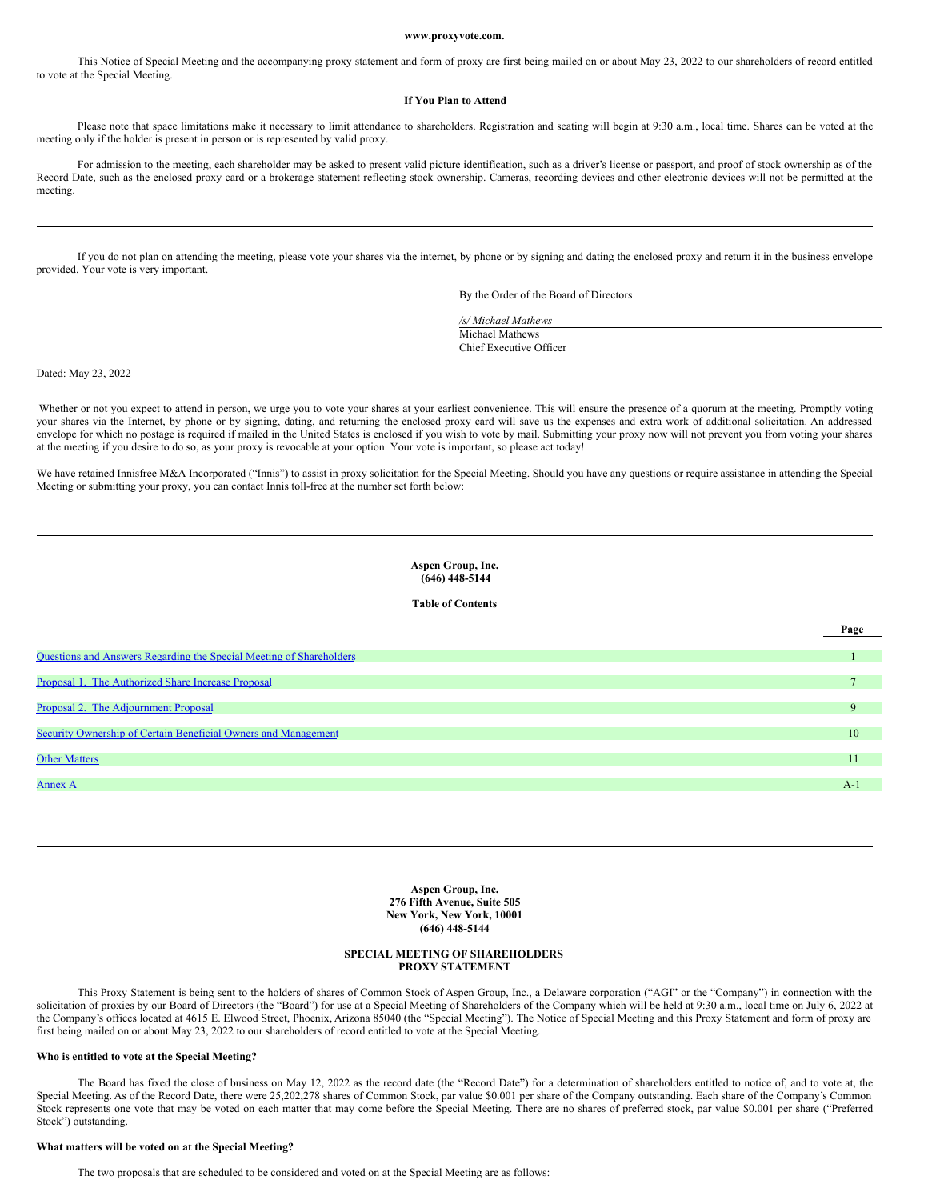**www.proxyvote.com.**

This Notice of Special Meeting and the accompanying proxy statement and form of proxy are first being mailed on or about May 23, 2022 to our shareholders of record entitled to vote at the Special Meeting.

**If You Plan to Attend**

Please note that space limitations make it necessary to limit attendance to shareholders. Registration and seating will begin at 9:30 a.m., local time. Shares can be voted at the meeting only if the holder is present in person or is represented by valid proxy.

For admission to the meeting, each shareholder may be asked to present valid picture identification, such as a driver's license or passport, and proof of stock ownership as of the Record Date, such as the enclosed proxy card or a brokerage statement reflecting stock ownership. Cameras, recording devices and other electronic devices will not be permitted at the meeting.

---

If you do not plan on attending the meeting, please vote your shares via the internet, by phone or by signing and dating the enclosed proxy and return it in the business envelope provided. Your vote is very important.

By the Order of the Board of Directors

*/s/ Michael Mathews*
Michael Mathews
Chief Executive Officer

Dated: May 23, 2022

Whether or not you expect to attend in person, we urge you to vote your shares at your earliest convenience. This will ensure the presence of a quorum at the meeting. Promptly voting your shares via the Internet, by phone or by signing, dating, and returning the enclosed proxy card will save us the expenses and extra work of additional solicitation. An addressed envelope for which no postage is required if mailed in the United States is enclosed if you wish to vote by mail. Submitting your proxy now will not prevent you from voting your shares at the meeting if you desire to do so, as your proxy is revocable at your option. Your vote is important, so please act today!

We have retained Innisfree M&A Incorporated ("Innis") to assist in proxy solicitation for the Special Meeting. Should you have any questions or require assistance in attending the Special Meeting or submitting your proxy, you can contact Innis toll-free at the number set forth below:

---

**Aspen Group, Inc.**
**(646) 448-5144**

**Table of Contents**

| | Page |
|---|---|
| Questions and Answers Regarding the Special Meeting of Shareholders | 1 |
| Proposal 1. The Authorized Share Increase Proposal | 7 |
| Proposal 2. The Adjournment Proposal | 9 |
| Security Ownership of Certain Beneficial Owners and Management | 10 |
| Other Matters | 11 |
| Annex A | A-1 |

---

**Aspen Group, Inc.**
**276 Fifth Avenue, Suite 505**
**New York, New York, 10001**
**(646) 448-5144**

**SPECIAL MEETING OF SHAREHOLDERS**
**PROXY STATEMENT**

This Proxy Statement is being sent to the holders of shares of Common Stock of Aspen Group, Inc., a Delaware corporation ("AGI" or the "Company") in connection with the solicitation of proxies by our Board of Directors (the "Board") for use at a Special Meeting of Shareholders of the Company which will be held at 9:30 a.m., local time on July 6, 2022 at the Company's offices located at 4615 E. Elwood Street, Phoenix, Arizona 85040 (the "Special Meeting"). The Notice of Special Meeting and this Proxy Statement and form of proxy are first being mailed on or about May 23, 2022 to our shareholders of record entitled to vote at the Special Meeting.

**Who is entitled to vote at the Special Meeting?**

The Board has fixed the close of business on May 12, 2022 as the record date (the "Record Date") for a determination of shareholders entitled to notice of, and to vote at, the Special Meeting. As of the Record Date, there were 25,202,278 shares of Common Stock, par value $0.001 per share of the Company outstanding. Each share of the Company's Common Stock represents one vote that may be voted on each matter that may come before the Special Meeting. There are no shares of preferred stock, par value $0.001 per share ("Preferred Stock") outstanding.

**What matters will be voted on at the Special Meeting?**

The two proposals that are scheduled to be considered and voted on at the Special Meeting are as follows: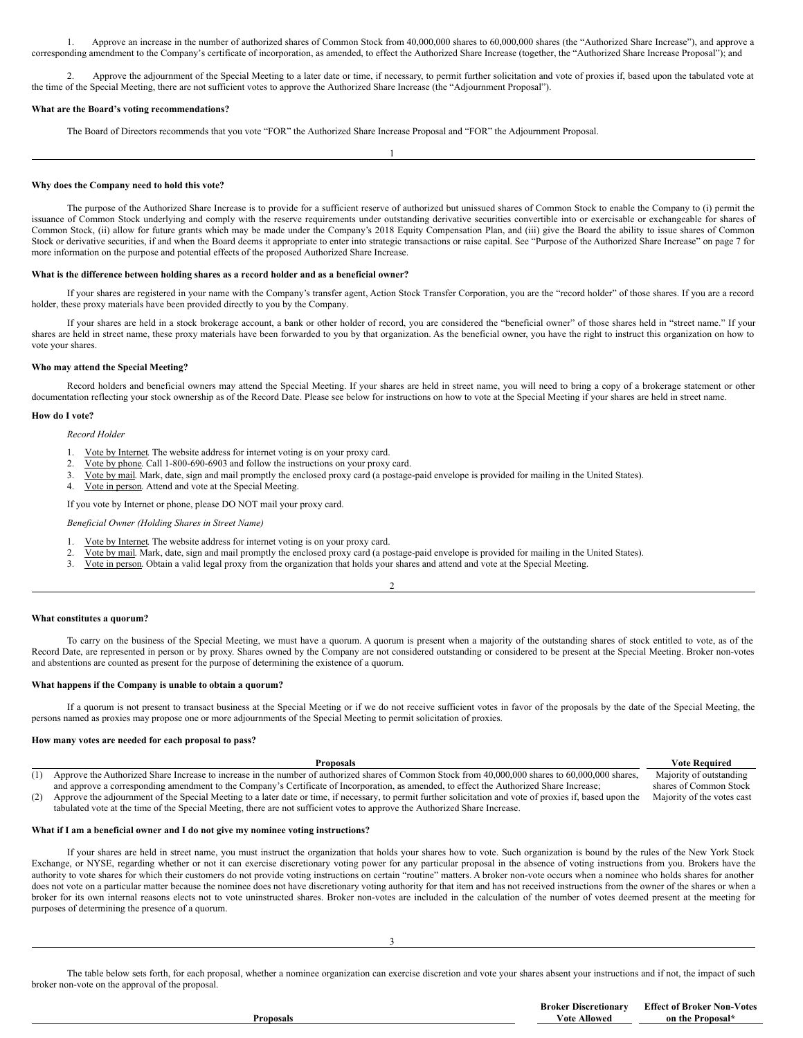1. Approve an increase in the number of authorized shares of Common Stock from 40,000,000 shares to 60,000,000 shares (the "Authorized Share Increase"), and approve a corresponding amendment to the Company's certificate of incorporation, as amended, to effect the Authorized Share Increase (together, the "Authorized Share Increase Proposal"); and

2. Approve the adjournment of the Special Meeting to a later date or time, if necessary, to permit further solicitation and vote of proxies if, based upon the tabulated vote at the time of the Special Meeting, there are not sufficient votes to approve the Authorized Share Increase (the "Adjournment Proposal").

**What are the Board's voting recommendations?**

The Board of Directors recommends that you vote "FOR" the Authorized Share Increase Proposal and "FOR" the Adjournment Proposal.

**Why does the Company need to hold this vote?**

The purpose of the Authorized Share Increase is to provide for a sufficient reserve of authorized but unissued shares of Common Stock to enable the Company to (i) permit the issuance of Common Stock underlying and comply with the reserve requirements under outstanding derivative securities convertible into or exercisable or exchangeable for shares of Common Stock, (ii) allow for future grants which may be made under the Company's 2018 Equity Compensation Plan, and (iii) give the Board the ability to issue shares of Common Stock or derivative securities, if and when the Board deems it appropriate to enter into strategic transactions or raise capital. See "Purpose of the Authorized Share Increase" on page 7 for more information on the purpose and potential effects of the proposed Authorized Share Increase.

**What is the difference between holding shares as a record holder and as a beneficial owner?**

If your shares are registered in your name with the Company's transfer agent, Action Stock Transfer Corporation, you are the "record holder" of those shares. If you are a record holder, these proxy materials have been provided directly to you by the Company.

If your shares are held in a stock brokerage account, a bank or other holder of record, you are considered the "beneficial owner" of those shares held in "street name." If your shares are held in street name, these proxy materials have been forwarded to you by that organization. As the beneficial owner, you have the right to instruct this organization on how to vote your shares.

**Who may attend the Special Meeting?**

Record holders and beneficial owners may attend the Special Meeting. If your shares are held in street name, you will need to bring a copy of a brokerage statement or other documentation reflecting your stock ownership as of the Record Date. Please see below for instructions on how to vote at the Special Meeting if your shares are held in street name.

**How do I vote?**

*Record Holder*

1. Vote by Internet. The website address for internet voting is on your proxy card.
2. Vote by phone. Call 1-800-690-6903 and follow the instructions on your proxy card.
3. Vote by mail. Mark, date, sign and mail promptly the enclosed proxy card (a postage-paid envelope is provided for mailing in the United States).
4. Vote in person. Attend and vote at the Special Meeting.

If you vote by Internet or phone, please DO NOT mail your proxy card.

*Beneficial Owner (Holding Shares in Street Name)*

1. Vote by Internet. The website address for internet voting is on your proxy card.
2. Vote by mail. Mark, date, sign and mail promptly the enclosed proxy card (a postage-paid envelope is provided for mailing in the United States).
3. Vote in person. Obtain a valid legal proxy from the organization that holds your shares and attend and vote at the Special Meeting.

**What constitutes a quorum?**

To carry on the business of the Special Meeting, we must have a quorum. A quorum is present when a majority of the outstanding shares of stock entitled to vote, as of the Record Date, are represented in person or by proxy. Shares owned by the Company are not considered outstanding or considered to be present at the Special Meeting. Broker non-votes and abstentions are counted as present for the purpose of determining the existence of a quorum.

**What happens if the Company is unable to obtain a quorum?**

If a quorum is not present to transact business at the Special Meeting or if we do not receive sufficient votes in favor of the proposals by the date of the Special Meeting, the persons named as proxies may propose one or more adjournments of the Special Meeting to permit solicitation of proxies.

**How many votes are needed for each proposal to pass?**

| | Proposals | Vote Required |
|---|---|---|
| (1) | Approve the Authorized Share Increase to increase in the number of authorized shares of Common Stock from 40,000,000 shares to 60,000,000 shares, and approve a corresponding amendment to the Company's Certificate of Incorporation, as amended, to effect the Authorized Share Increase; | Majority of outstanding shares of Common Stock |
| (2) | Approve the adjournment of the Special Meeting to a later date or time, if necessary, to permit further solicitation and vote of proxies if, based upon the tabulated vote at the time of the Special Meeting, there are not sufficient votes to approve the Authorized Share Increase. | Majority of the votes cast |

**What if I am a beneficial owner and I do not give my nominee voting instructions?**

If your shares are held in street name, you must instruct the organization that holds your shares how to vote. Such organization is bound by the rules of the New York Stock Exchange, or NYSE, regarding whether or not it can exercise discretionary voting power for any particular proposal in the absence of voting instructions from you. Brokers have the authority to vote shares for which their customers do not provide voting instructions on certain "routine" matters. A broker non-vote occurs when a nominee who holds shares for another does not vote on a particular matter because the nominee does not have discretionary voting authority for that item and has not received instructions from the owner of the shares or when a broker for its own internal reasons elects not to vote uninstructed shares. Broker non-votes are included in the calculation of the number of votes deemed present at the meeting for purposes of determining the presence of a quorum.

The table below sets forth, for each proposal, whether a nominee organization can exercise discretion and vote your shares absent your instructions and if not, the impact of such broker non-vote on the approval of the proposal.

| Proposals | Broker Discretionary Vote Allowed | Effect of Broker Non-Votes on the Proposal* |
|---|---|---|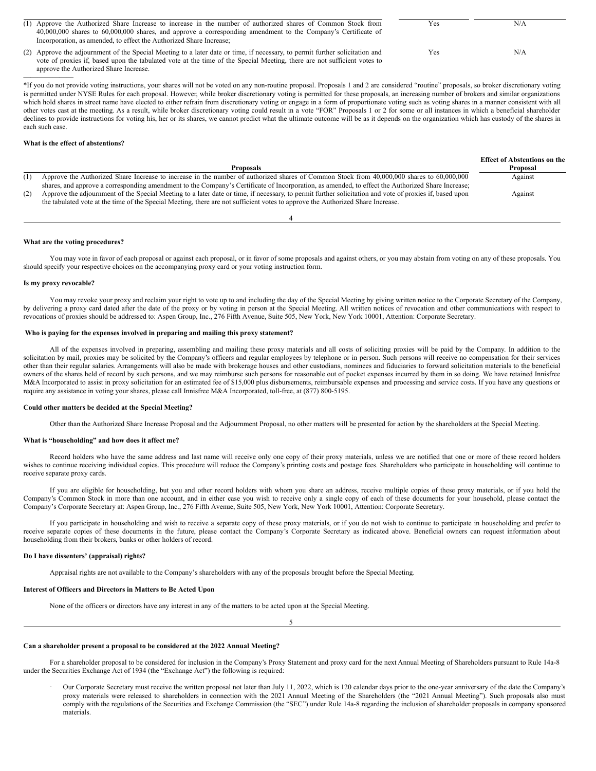| | | |
|---|---|---|
| (1) Approve the Authorized Share Increase to increase in the number of authorized shares of Common Stock from 40,000,000 shares to 60,000,000 shares, and approve a corresponding amendment to the Company's Certificate of Incorporation, as amended, to effect the Authorized Share Increase; | Yes | N/A |
| (2) Approve the adjournment of the Special Meeting to a later date or time, if necessary, to permit further solicitation and vote of proxies if, based upon the tabulated vote at the time of the Special Meeting, there are not sufficient votes to approve the Authorized Share Increase. | Yes | N/A |

*If you do not provide voting instructions, your shares will not be voted on any non-routine proposal. Proposals 1 and 2 are considered "routine" proposals, so broker discretionary voting is permitted under NYSE Rules for each proposal. However, while broker discretionary voting is permitted for these proposals, an increasing number of brokers and similar organizations which hold shares in street name have elected to either refrain from discretionary voting or engage in a form of proportionate voting such as voting shares in a manner consistent with all other votes cast at the meeting. As a result, while broker discretionary voting could result in a vote "FOR" Proposals 1 or 2 for some or all instances in which a beneficial shareholder declines to provide instructions for voting his, her or its shares, we cannot predict what the ultimate outcome will be as it depends on the organization which has custody of the shares in each such case.

**What is the effect of abstentions?**

| | Proposals | Effect of Abstentions on the Proposal |
|---|---|---|
| (1) | Approve the Authorized Share Increase to increase in the number of authorized shares of Common Stock from 40,000,000 shares to 60,000,000 shares, and approve a corresponding amendment to the Company's Certificate of Incorporation, as amended, to effect the Authorized Share Increase; | Against |
| (2) | Approve the adjournment of the Special Meeting to a later date or time, if necessary, to permit further solicitation and vote of proxies if, based upon the tabulated vote at the time of the Special Meeting, there are not sufficient votes to approve the Authorized Share Increase. | Against |

**What are the voting procedures?**

You may vote in favor of each proposal or against each proposal, or in favor of some proposals and against others, or you may abstain from voting on any of these proposals. You should specify your respective choices on the accompanying proxy card or your voting instruction form.

**Is my proxy revocable?**

You may revoke your proxy and reclaim your right to vote up to and including the day of the Special Meeting by giving written notice to the Corporate Secretary of the Company, by delivering a proxy card dated after the date of the proxy or by voting in person at the Special Meeting. All written notices of revocation and other communications with respect to revocations of proxies should be addressed to: Aspen Group, Inc., 276 Fifth Avenue, Suite 505, New York, New York 10001, Attention: Corporate Secretary.

**Who is paying for the expenses involved in preparing and mailing this proxy statement?**

All of the expenses involved in preparing, assembling and mailing these proxy materials and all costs of soliciting proxies will be paid by the Company. In addition to the solicitation by mail, proxies may be solicited by the Company's officers and regular employees by telephone or in person. Such persons will receive no compensation for their services other than their regular salaries. Arrangements will also be made with brokerage houses and other custodians, nominees and fiduciaries to forward solicitation materials to the beneficial owners of the shares held of record by such persons, and we may reimburse such persons for reasonable out of pocket expenses incurred by them in so doing. We have retained Innisfree M&A Incorporated to assist in proxy solicitation for an estimated fee of $15,000 plus disbursements, reimbursable expenses and processing and service costs. If you have any questions or require any assistance in voting your shares, please call Innisfree M&A Incorporated, toll-free, at (877) 800-5195.

**Could other matters be decided at the Special Meeting?**

Other than the Authorized Share Increase Proposal and the Adjournment Proposal, no other matters will be presented for action by the shareholders at the Special Meeting.

**What is "householding" and how does it affect me?**

Record holders who have the same address and last name will receive only one copy of their proxy materials, unless we are notified that one or more of these record holders wishes to continue receiving individual copies. This procedure will reduce the Company's printing costs and postage fees. Shareholders who participate in householding will continue to receive separate proxy cards.

If you are eligible for householding, but you and other record holders with whom you share an address, receive multiple copies of these proxy materials, or if you hold the Company's Common Stock in more than one account, and in either case you wish to receive only a single copy of each of these documents for your household, please contact the Company's Corporate Secretary at: Aspen Group, Inc., 276 Fifth Avenue, Suite 505, New York, New York 10001, Attention: Corporate Secretary.

If you participate in householding and wish to receive a separate copy of these proxy materials, or if you do not wish to continue to participate in householding and prefer to receive separate copies of these documents in the future, please contact the Company's Corporate Secretary as indicated above. Beneficial owners can request information about householding from their brokers, banks or other holders of record.

**Do I have dissenters' (appraisal) rights?**

Appraisal rights are not available to the Company's shareholders with any of the proposals brought before the Special Meeting.

**Interest of Officers and Directors in Matters to Be Acted Upon**

None of the officers or directors have any interest in any of the matters to be acted upon at the Special Meeting.

**Can a shareholder present a proposal to be considered at the 2022 Annual Meeting?**

For a shareholder proposal to be considered for inclusion in the Company's Proxy Statement and proxy card for the next Annual Meeting of Shareholders pursuant to Rule 14a-8 under the Securities Exchange Act of 1934 (the "Exchange Act") the following is required:

- Our Corporate Secretary must receive the written proposal not later than July 11, 2022, which is 120 calendar days prior to the one-year anniversary of the date the Company's proxy materials were released to shareholders in connection with the 2021 Annual Meeting of the Shareholders (the "2021 Annual Meeting"). Such proposals also must comply with the regulations of the Securities and Exchange Commission (the "SEC") under Rule 14a-8 regarding the inclusion of shareholder proposals in company sponsored materials.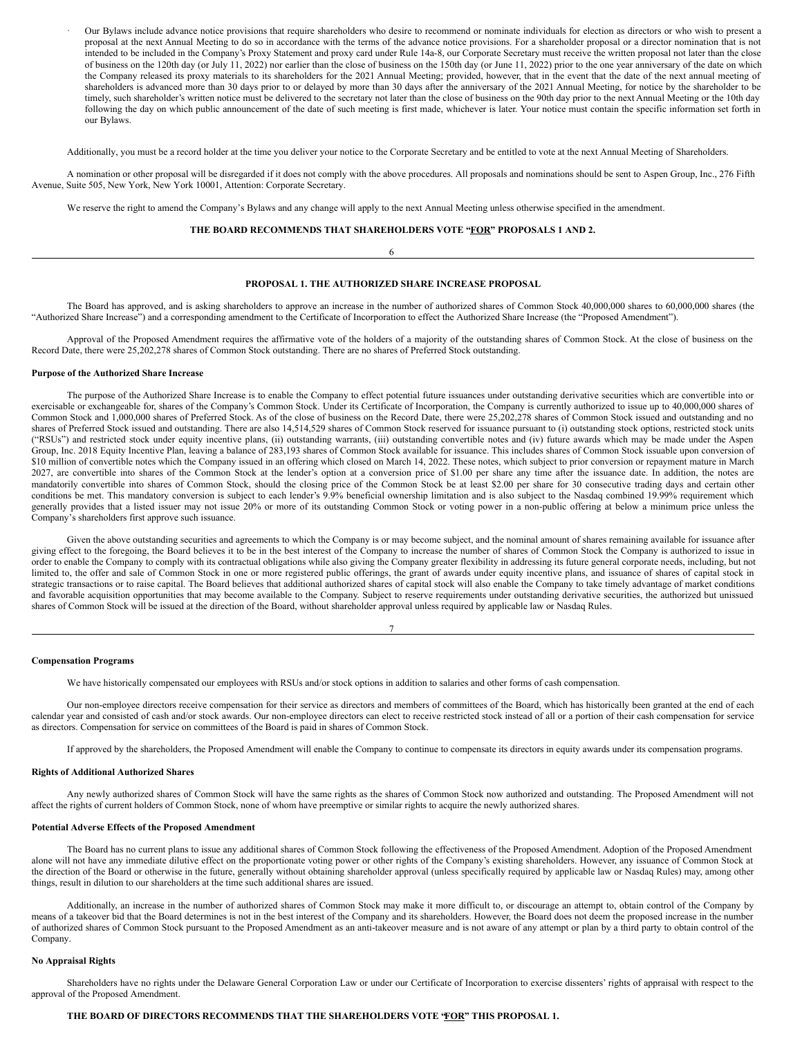- Our Bylaws include advance notice provisions that require shareholders who desire to recommend or nominate individuals for election as directors or who wish to present a proposal at the next Annual Meeting to do so in accordance with the terms of the advance notice provisions. For a shareholder proposal or a director nomination that is not intended to be included in the Company's Proxy Statement and proxy card under Rule 14a-8, our Corporate Secretary must receive the written proposal not later than the close of business on the 120th day (or July 11, 2022) nor earlier than the close of business on the 150th day (or June 11, 2022) prior to the one year anniversary of the date on which the Company released its proxy materials to its shareholders for the 2021 Annual Meeting; provided, however, that in the event that the date of the next annual meeting of shareholders is advanced more than 30 days prior to or delayed by more than 30 days after the anniversary of the 2021 Annual Meeting, for notice by the shareholder to be timely, such shareholder's written notice must be delivered to the secretary not later than the close of business on the 90th day prior to the next Annual Meeting or the 10th day following the day on which public announcement of the date of such meeting is first made, whichever is later. Your notice must contain the specific information set forth in our Bylaws.

Additionally, you must be a record holder at the time you deliver your notice to the Corporate Secretary and be entitled to vote at the next Annual Meeting of Shareholders.

A nomination or other proposal will be disregarded if it does not comply with the above procedures. All proposals and nominations should be sent to Aspen Group, Inc., 276 Fifth Avenue, Suite 505, New York, New York 10001, Attention: Corporate Secretary.

We reserve the right to amend the Company's Bylaws and any change will apply to the next Annual Meeting unless otherwise specified in the amendment.

**THE BOARD RECOMMENDS THAT SHAREHOLDERS VOTE "FOR" PROPOSALS 1 AND 2.**

## PROPOSAL 1. THE AUTHORIZED SHARE INCREASE PROPOSAL

The Board has approved, and is asking shareholders to approve an increase in the number of authorized shares of Common Stock 40,000,000 shares to 60,000,000 shares (the "Authorized Share Increase") and a corresponding amendment to the Certificate of Incorporation to effect the Authorized Share Increase (the "Proposed Amendment").

Approval of the Proposed Amendment requires the affirmative vote of the holders of a majority of the outstanding shares of Common Stock. At the close of business on the Record Date, there were 25,202,278 shares of Common Stock outstanding. There are no shares of Preferred Stock outstanding.

**Purpose of the Authorized Share Increase**

The purpose of the Authorized Share Increase is to enable the Company to effect potential future issuances under outstanding derivative securities which are convertible into or exercisable or exchangeable for, shares of the Company's Common Stock. Under its Certificate of Incorporation, the Company is currently authorized to issue up to 40,000,000 shares of Common Stock and 1,000,000 shares of Preferred Stock. As of the close of business on the Record Date, there were 25,202,278 shares of Common Stock issued and outstanding and no shares of Preferred Stock issued and outstanding. There are also 14,514,529 shares of Common Stock reserved for issuance pursuant to (i) outstanding stock options, restricted stock units ("RSUs") and restricted stock under equity incentive plans, (ii) outstanding warrants, (iii) outstanding convertible notes and (iv) future awards which may be made under the Aspen Group, Inc. 2018 Equity Incentive Plan, leaving a balance of 283,193 shares of Common Stock available for issuance. This includes shares of Common Stock issuable upon conversion of $10 million of convertible notes which the Company issued in an offering which closed on March 14, 2022. These notes, which subject to prior conversion or repayment mature in March 2027, are convertible into shares of the Common Stock at the lender's option at a conversion price of $1.00 per share any time after the issuance date. In addition, the notes are mandatorily convertible into shares of Common Stock, should the closing price of the Common Stock be at least $2.00 per share for 30 consecutive trading days and certain other conditions be met. This mandatory conversion is subject to each lender's 9.9% beneficial ownership limitation and is also subject to the Nasdaq combined 19.99% requirement which generally provides that a listed issuer may not issue 20% or more of its outstanding Common Stock or voting power in a non-public offering at below a minimum price unless the Company's shareholders first approve such issuance.

Given the above outstanding securities and agreements to which the Company is or may become subject, and the nominal amount of shares remaining available for issuance after giving effect to the foregoing, the Board believes it to be in the best interest of the Company to increase the number of shares of Common Stock the Company is authorized to issue in order to enable the Company to comply with its contractual obligations while also giving the Company greater flexibility in addressing its future general corporate needs, including, but not limited to, the offer and sale of Common Stock in one or more registered public offerings, the grant of awards under equity incentive plans, and issuance of shares of capital stock in strategic transactions or to raise capital. The Board believes that additional authorized shares of capital stock will also enable the Company to take timely advantage of market conditions and favorable acquisition opportunities that may become available to the Company. Subject to reserve requirements under outstanding derivative securities, the authorized but unissued shares of Common Stock will be issued at the direction of the Board, without shareholder approval unless required by applicable law or Nasdaq Rules.

**Compensation Programs**

We have historically compensated our employees with RSUs and/or stock options in addition to salaries and other forms of cash compensation.

Our non-employee directors receive compensation for their service as directors and members of committees of the Board, which has historically been granted at the end of each calendar year and consisted of cash and/or stock awards. Our non-employee directors can elect to receive restricted stock instead of all or a portion of their cash compensation for service as directors. Compensation for service on committees of the Board is paid in shares of Common Stock.

If approved by the shareholders, the Proposed Amendment will enable the Company to continue to compensate its directors in equity awards under its compensation programs.

**Rights of Additional Authorized Shares**

Any newly authorized shares of Common Stock will have the same rights as the shares of Common Stock now authorized and outstanding. The Proposed Amendment will not affect the rights of current holders of Common Stock, none of whom have preemptive or similar rights to acquire the newly authorized shares.

**Potential Adverse Effects of the Proposed Amendment**

The Board has no current plans to issue any additional shares of Common Stock following the effectiveness of the Proposed Amendment. Adoption of the Proposed Amendment alone will not have any immediate dilutive effect on the proportionate voting power or other rights of the Company's existing shareholders. However, any issuance of Common Stock at the direction of the Board or otherwise in the future, generally without obtaining shareholder approval (unless specifically required by applicable law or Nasdaq Rules) may, among other things, result in dilution to our shareholders at the time such additional shares are issued.

Additionally, an increase in the number of authorized shares of Common Stock may make it more difficult to, or discourage an attempt to, obtain control of the Company by means of a takeover bid that the Board determines is not in the best interest of the Company and its shareholders. However, the Board does not deem the proposed increase in the number of authorized shares of Common Stock pursuant to the Proposed Amendment as an anti-takeover measure and is not aware of any attempt or plan by a third party to obtain control of the Company.

**No Appraisal Rights**

Shareholders have no rights under the Delaware General Corporation Law or under our Certificate of Incorporation to exercise dissenters' rights of appraisal with respect to the approval of the Proposed Amendment.

**THE BOARD OF DIRECTORS RECOMMENDS THAT THE SHAREHOLDERS VOTE "FOR" THIS PROPOSAL 1.**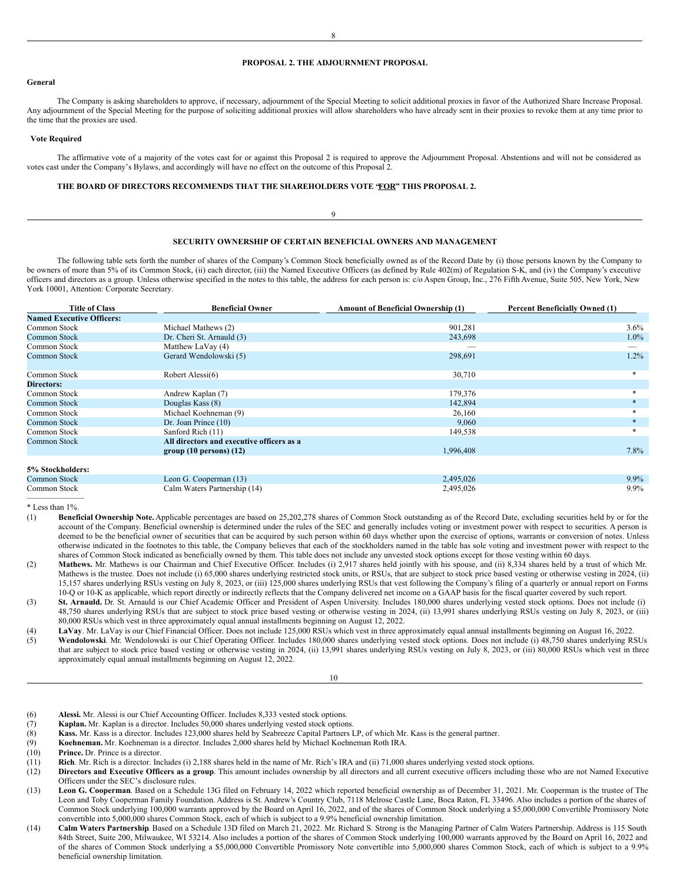## PROPOSAL 2. THE ADJOURNMENT PROPOSAL

**General**

The Company is asking shareholders to approve, if necessary, adjournment of the Special Meeting to solicit additional proxies in favor of the Authorized Share Increase Proposal. Any adjournment of the Special Meeting for the purpose of soliciting additional proxies will allow shareholders who have already sent in their proxies to revoke them at any time prior to the time that the proxies are used.

**Vote Required**

The affirmative vote of a majority of the votes cast for or against this Proposal 2 is required to approve the Adjournment Proposal. Abstentions and will not be considered as votes cast under the Company's Bylaws, and accordingly will have no effect on the outcome of this Proposal 2.

**THE BOARD OF DIRECTORS RECOMMENDS THAT THE SHAREHOLDERS VOTE "FOR" THIS PROPOSAL 2.**

## SECURITY OWNERSHIP OF CERTAIN BENEFICIAL OWNERS AND MANAGEMENT

The following table sets forth the number of shares of the Company's Common Stock beneficially owned as of the Record Date by (i) those persons known by the Company to be owners of more than 5% of its Common Stock, (ii) each director, (iii) the Named Executive Officers (as defined by Rule 402(m) of Regulation S-K, and (iv) the Company's executive officers and directors as a group. Unless otherwise specified in the notes to this table, the address for each person is: c/o Aspen Group, Inc., 276 Fifth Avenue, Suite 505, New York, New York 10001, Attention: Corporate Secretary.

| Title of Class | Beneficial Owner | Amount of Beneficial Ownership (1) | Percent Beneficially Owned (1) |
|---|---|---|---|
| **Named Executive Officers:** | | | |
| Common Stock | Michael Mathews (2) | 901,281 | 3.6% |
| Common Stock | Dr. Cheri St. Arnauld (3) | 243,698 | 1.0% |
| Common Stock | Matthew LaVay (4) | — | — |
| Common Stock | Gerard Wendolowski (5) | 298,691 | 1.2% |
| Common Stock | Robert Alessi(6) | 30,710 | * |
| **Directors:** | | | |
| Common Stock | Andrew Kaplan (7) | 179,376 | * |
| Common Stock | Douglas Kass (8) | 142,894 | * |
| Common Stock | Michael Koehneman (9) | 26,160 | * |
| Common Stock | Dr. Joan Prince (10) | 9,060 | * |
| Common Stock | Sanford Rich (11) | 149,538 | * |
| Common Stock | **All directors and executive officers as a group (10 persons) (12)** | 1,996,408 | 7.8% |
| **5% Stockholders:** | | | |
| Common Stock | Leon G. Cooperman (13) | 2,495,026 | 9.9% |
| Common Stock | Calm Waters Partnership (14) | 2,495,026 | 9.9% |

\* Less than 1%.

(1) **Beneficial Ownership Note.** Applicable percentages are based on 25,202,278 shares of Common Stock outstanding as of the Record Date, excluding securities held by or for the account of the Company. Beneficial ownership is determined under the rules of the SEC and generally includes voting or investment power with respect to securities. A person is deemed to be the beneficial owner of securities that can be acquired by such person within 60 days whether upon the exercise of options, warrants or conversion of notes. Unless otherwise indicated in the footnotes to this table, the Company believes that each of the stockholders named in the table has sole voting and investment power with respect to the shares of Common Stock indicated as beneficially owned by them. This table does not include any unvested stock options except for those vesting within 60 days.

(2) **Mathews.** Mr. Mathews is our Chairman and Chief Executive Officer. Includes (i) 2,917 shares held jointly with his spouse, and (ii) 8,334 shares held by a trust of which Mr. Mathews is the trustee. Does not include (i) 65,000 shares underlying restricted stock units, or RSUs, that are subject to stock price based vesting or otherwise vesting in 2024, (ii) 15,157 shares underlying RSUs vesting on July 8, 2023, or (iii) 125,000 shares underlying RSUs that vest following the Company's filing of a quarterly or annual report on Forms 10-Q or 10-K as applicable, which report directly or indirectly reflects that the Company delivered net income on a GAAP basis for the fiscal quarter covered by such report.

(3) **St. Arnauld.** Dr. St. Arnauld is our Chief Academic Officer and President of Aspen University. Includes 180,000 shares underlying vested stock options. Does not include (i) 48,750 shares underlying RSUs that are subject to stock price based vesting or otherwise vesting in 2024, (ii) 13,991 shares underlying RSUs vesting on July 8, 2023, or (iii) 80,000 RSUs which vest in three approximately equal annual installments beginning on August 12, 2022.

(4) **LaVay**. Mr. LaVay is our Chief Financial Officer. Does not include 125,000 RSUs which vest in three approximately equal annual installments beginning on August 16, 2022.

(5) **Wendolowski**. Mr. Wendolowski is our Chief Operating Officer. Includes 180,000 shares underlying vested stock options. Does not include (i) 48,750 shares underlying RSUs that are subject to stock price based vesting or otherwise vesting in 2024, (ii) 13,991 shares underlying RSUs vesting on July 8, 2023, or (iii) 80,000 RSUs which vest in three approximately equal annual installments beginning on August 12, 2022.

(6) **Alessi.** Mr. Alessi is our Chief Accounting Officer. Includes 8,333 vested stock options.

(7) **Kaplan.** Mr. Kaplan is a director. Includes 50,000 shares underlying vested stock options.

(8) **Kass.** Mr. Kass is a director. Includes 123,000 shares held by Seabreeze Capital Partners LP, of which Mr. Kass is the general partner.

(9) **Koehneman.** Mr. Koehneman is a director. Includes 2,000 shares held by Michael Koehneman Roth IRA.

(10) **Prince.** Dr. Prince is a director.

(11) **Rich**. Mr. Rich is a director. Includes (i) 2,188 shares held in the name of Mr. Rich's IRA and (ii) 71,000 shares underlying vested stock options.

(12) **Directors and Executive Officers as a group**. This amount includes ownership by all directors and all current executive officers including those who are not Named Executive Officers under the SEC's disclosure rules.

(13) **Leon G. Cooperman**. Based on a Schedule 13G filed on February 14, 2022 which reported beneficial ownership as of December 31, 2021. Mr. Cooperman is the trustee of The Leon and Toby Cooperman Family Foundation. Address is St. Andrew's Country Club, 7118 Melrose Castle Lane, Boca Raton, FL 33496. Also includes a portion of the shares of Common Stock underlying 100,000 warrants approved by the Board on April 16, 2022, and of the shares of Common Stock underlying a $5,000,000 Convertible Promissory Note convertible into 5,000,000 shares Common Stock, each of which is subject to a 9.9% beneficial ownership limitation.

(14) **Calm Waters Partnership**. Based on a Schedule 13D filed on March 21, 2022. Mr. Richard S. Strong is the Managing Partner of Calm Waters Partnership. Address is 115 South 84th Street, Suite 200, Milwaukee, WI 53214. Also includes a portion of the shares of Common Stock underlying 100,000 warrants approved by the Board on April 16, 2022 and of the shares of Common Stock underlying a $5,000,000 Convertible Promissory Note convertible into 5,000,000 shares Common Stock, each of which is subject to a 9.9% beneficial ownership limitation.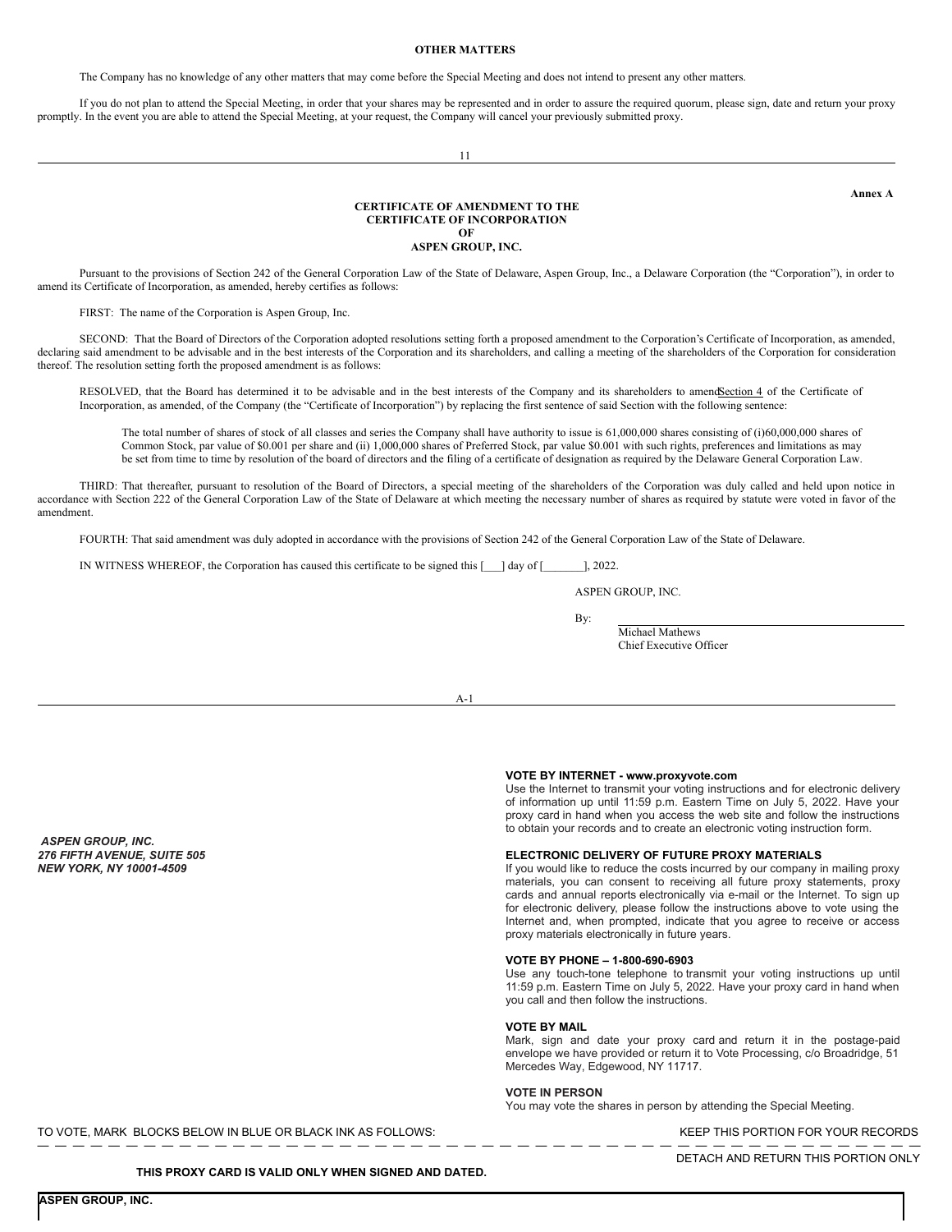## OTHER MATTERS

The Company has no knowledge of any other matters that may come before the Special Meeting and does not intend to present any other matters.

If you do not plan to attend the Special Meeting, in order that your shares may be represented and in order to assure the required quorum, please sign, date and return your proxy promptly. In the event you are able to attend the Special Meeting, at your request, the Company will cancel your previously submitted proxy.

**Annex A**

## CERTIFICATE OF AMENDMENT TO THE CERTIFICATE OF INCORPORATION OF ASPEN GROUP, INC.

Pursuant to the provisions of Section 242 of the General Corporation Law of the State of Delaware, Aspen Group, Inc., a Delaware Corporation (the "Corporation"), in order to amend its Certificate of Incorporation, as amended, hereby certifies as follows:

FIRST: The name of the Corporation is Aspen Group, Inc.

SECOND: That the Board of Directors of the Corporation adopted resolutions setting forth a proposed amendment to the Corporation's Certificate of Incorporation, as amended, declaring said amendment to be advisable and in the best interests of the Corporation and its shareholders, and calling a meeting of the shareholders of the Corporation for consideration thereof. The resolution setting forth the proposed amendment is as follows:

RESOLVED, that the Board has determined it to be advisable and in the best interests of the Company and its shareholders to amend Section 4 of the Certificate of Incorporation, as amended, of the Company (the "Certificate of Incorporation") by replacing the first sentence of said Section with the following sentence:

> The total number of shares of stock of all classes and series the Company shall have authority to issue is 61,000,000 shares consisting of (i)60,000,000 shares of Common Stock, par value of $0.001 per share and (ii) 1,000,000 shares of Preferred Stock, par value $0.001 with such rights, preferences and limitations as may be set from time to time by resolution of the board of directors and the filing of a certificate of designation as required by the Delaware General Corporation Law.

THIRD: That thereafter, pursuant to resolution of the Board of Directors, a special meeting of the shareholders of the Corporation was duly called and held upon notice in accordance with Section 222 of the General Corporation Law of the State of Delaware at which meeting the necessary number of shares as required by statute were voted in favor of the amendment.

FOURTH: That said amendment was duly adopted in accordance with the provisions of Section 242 of the General Corporation Law of the State of Delaware.

IN WITNESS WHEREOF, the Corporation has caused this certificate to be signed this [___] day of [_______], 2022.

ASPEN GROUP, INC.

By: ______________________________

Michael Mathews
Chief Executive Officer

*__ASPEN GROUP, INC.__*
*__276 FIFTH AVENUE, SUITE 505__*
*__NEW YORK, NY 10001-4509__*

**VOTE BY INTERNET - www.proxyvote.com**
Use the Internet to transmit your voting instructions and for electronic delivery of information up until 11:59 p.m. Eastern Time on July 5, 2022. Have your proxy card in hand when you access the web site and follow the instructions to obtain your records and to create an electronic voting instruction form.

**ELECTRONIC DELIVERY OF FUTURE PROXY MATERIALS**
If you would like to reduce the costs incurred by our company in mailing proxy materials, you can consent to receiving all future proxy statements, proxy cards and annual reports electronically via e-mail or the Internet. To sign up for electronic delivery, please follow the instructions above to vote using the Internet and, when prompted, indicate that you agree to receive or access proxy materials electronically in future years.

**VOTE BY PHONE – 1-800-690-6903**
Use any touch-tone telephone to transmit your voting instructions up until 11:59 p.m. Eastern Time on July 5, 2022. Have your proxy card in hand when you call and then follow the instructions.

**VOTE BY MAIL**
Mark, sign and date your proxy card and return it in the postage-paid envelope we have provided or return it to Vote Processing, c/o Broadridge, 51 Mercedes Way, Edgewood, NY 11717.

**VOTE IN PERSON**
You may vote the shares in person by attending the Special Meeting.

TO VOTE, MARK BLOCKS BELOW IN BLUE OR BLACK INK AS FOLLOWS:

KEEP THIS PORTION FOR YOUR RECORDS

DETACH AND RETURN THIS PORTION ONLY

**THIS PROXY CARD IS VALID ONLY WHEN SIGNED AND DATED.**

**ASPEN GROUP, INC.**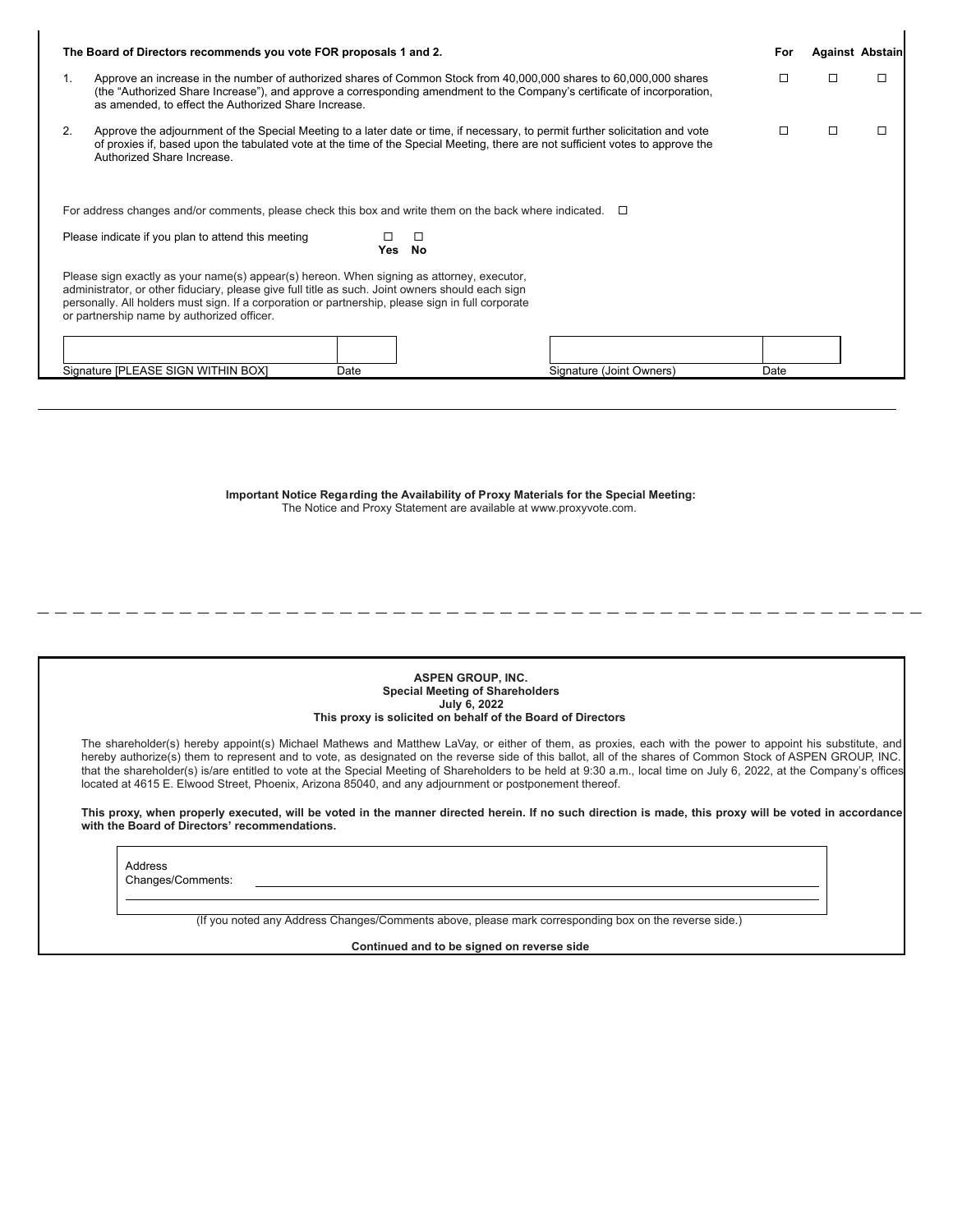| The Board of Directors recommends you vote FOR proposals 1 and 2. | For | Against | Abstain |
|---|---|---|---|
| 1. Approve an increase in the number of authorized shares of Common Stock from 40,000,000 shares to 60,000,000 shares (the “Authorized Share Increase”), and approve a corresponding amendment to the Company’s certificate of incorporation, as amended, to effect the Authorized Share Increase. | ☐ | ☐ | ☐ |
| 2. Approve the adjournment of the Special Meeting to a later date or time, if necessary, to permit further solicitation and vote of proxies if, based upon the tabulated vote at the time of the Special Meeting, there are not sufficient votes to approve the Authorized Share Increase. | ☐ | ☐ | ☐ |

For address changes and/or comments, please check this box and write them on the back where indicated. ☐

Please indicate if you plan to attend this meeting ☐ Yes ☐ No

Please sign exactly as your name(s) appear(s) hereon. When signing as attorney, executor, administrator, or other fiduciary, please give full title as such. Joint owners should each sign personally. All holders must sign. If a corporation or partnership, please sign in full corporate or partnership name by authorized officer.

| | | | |
|---|---|---|---|
| Signature [PLEASE SIGN WITHIN BOX] | Date | Signature (Joint Owners) | Date |

**Important Notice Regarding the Availability of Proxy Materials for the Special Meeting:**
The Notice and Proxy Statement are available at www.proxyvote.com.

**ASPEN GROUP, INC.**
**Special Meeting of Shareholders**
**July 6, 2022**
**This proxy is solicited on behalf of the Board of Directors**

The shareholder(s) hereby appoint(s) Michael Mathews and Matthew LaVay, or either of them, as proxies, each with the power to appoint his substitute, and hereby authorize(s) them to represent and to vote, as designated on the reverse side of this ballot, all of the shares of Common Stock of ASPEN GROUP, INC. that the shareholder(s) is/are entitled to vote at the Special Meeting of Shareholders to be held at 9:30 a.m., local time on July 6, 2022, at the Company’s offices located at 4615 E. Elwood Street, Phoenix, Arizona 85040, and any adjournment or postponement thereof.

**This proxy, when properly executed, will be voted in the manner directed herein. If no such direction is made, this proxy will be voted in accordance with the Board of Directors’ recommendations.**

Address Changes/Comments: ______________________________

(If you noted any Address Changes/Comments above, please mark corresponding box on the reverse side.)

**Continued and to be signed on reverse side**